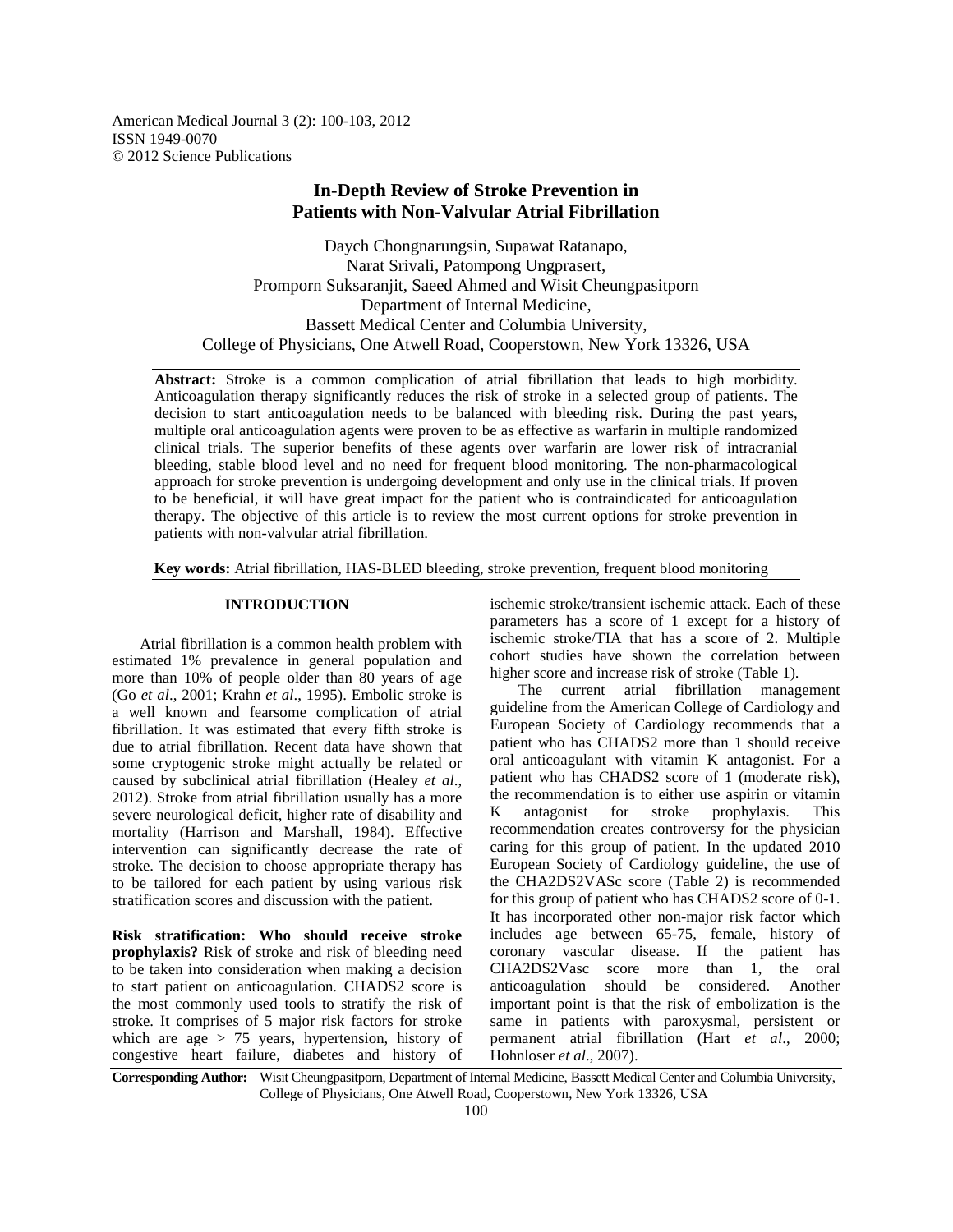American Medical Journal 3 (2): 100-103, 2012
ISSN 1949-0070
© 2012 Science Publications

# In-Depth Review of Stroke Prevention in Patients with Non-Valvular Atrial Fibrillation

Daych Chongnarungsin, Supawat Ratanapo, Narat Srivali, Patompong Ungprasert, Promporn Suksaranjit, Saeed Ahmed and Wisit Cheungpasitporn
Department of Internal Medicine, Bassett Medical Center and Columbia University, College of Physicians, One Atwell Road, Cooperstown, New York 13326, USA

---

**Abstract:** Stroke is a common complication of atrial fibrillation that leads to high morbidity. Anticoagulation therapy significantly reduces the risk of stroke in a selected group of patients. The decision to start anticoagulation needs to be balanced with bleeding risk. During the past years, multiple oral anticoagulation agents were proven to be as effective as warfarin in multiple randomized clinical trials. The superior benefits of these agents over warfarin are lower risk of intracranial bleeding, stable blood level and no need for frequent blood monitoring. The non-pharmacological approach for stroke prevention is undergoing development and only use in the clinical trials. If proven to be beneficial, it will have great impact for the patient who is contraindicated for anticoagulation therapy. The objective of this article is to review the most current options for stroke prevention in patients with non-valvular atrial fibrillation.

**Key words:** Atrial fibrillation, HAS-BLED bleeding, stroke prevention, frequent blood monitoring

---

## INTRODUCTION

Atrial fibrillation is a common health problem with estimated 1% prevalence in general population and more than 10% of people older than 80 years of age (Go *et al*., 2001; Krahn *et al*., 1995). Embolic stroke is a well known and fearsome complication of atrial fibrillation. It was estimated that every fifth stroke is due to atrial fibrillation. Recent data have shown that some cryptogenic stroke might actually be related or caused by subclinical atrial fibrillation (Healey *et al*., 2012). Stroke from atrial fibrillation usually has a more severe neurological deficit, higher rate of disability and mortality (Harrison and Marshall, 1984). Effective intervention can significantly decrease the rate of stroke. The decision to choose appropriate therapy has to be tailored for each patient by using various risk stratification scores and discussion with the patient.

**Risk stratification: Who should receive stroke prophylaxis?** Risk of stroke and risk of bleeding need to be taken into consideration when making a decision to start patient on anticoagulation. CHADS2 score is the most commonly used tools to stratify the risk of stroke. It comprises of 5 major risk factors for stroke which are age > 75 years, hypertension, history of congestive heart failure, diabetes and history of ischemic stroke/transient ischemic attack. Each of these parameters has a score of 1 except for a history of ischemic stroke/TIA that has a score of 2. Multiple cohort studies have shown the correlation between higher score and increase risk of stroke (Table 1).

The current atrial fibrillation management guideline from the American College of Cardiology and European Society of Cardiology recommends that a patient who has CHADS2 more than 1 should receive oral anticoagulant with vitamin K antagonist. For a patient who has CHADS2 score of 1 (moderate risk), the recommendation is to either use aspirin or vitamin K antagonist for stroke prophylaxis. This recommendation creates controversy for the physician caring for this group of patient. In the updated 2010 European Society of Cardiology guideline, the use of the CHA2DS2VASc score (Table 2) is recommended for this group of patient who has CHADS2 score of 0-1. It has incorporated other non-major risk factor which includes age between 65-75, female, history of coronary vascular disease. If the patient has CHA2DS2Vasc score more than 1, the oral anticoagulation should be considered. Another important point is that the risk of embolization is the same in patients with paroxysmal, persistent or permanent atrial fibrillation (Hart *et al*., 2000; Hohnloser *et al*., 2007).

---

**Corresponding Author:** Wisit Cheungpasitporn, Department of Internal Medicine, Bassett Medical Center and Columbia University, College of Physicians, One Atwell Road, Cooperstown, New York 13326, USA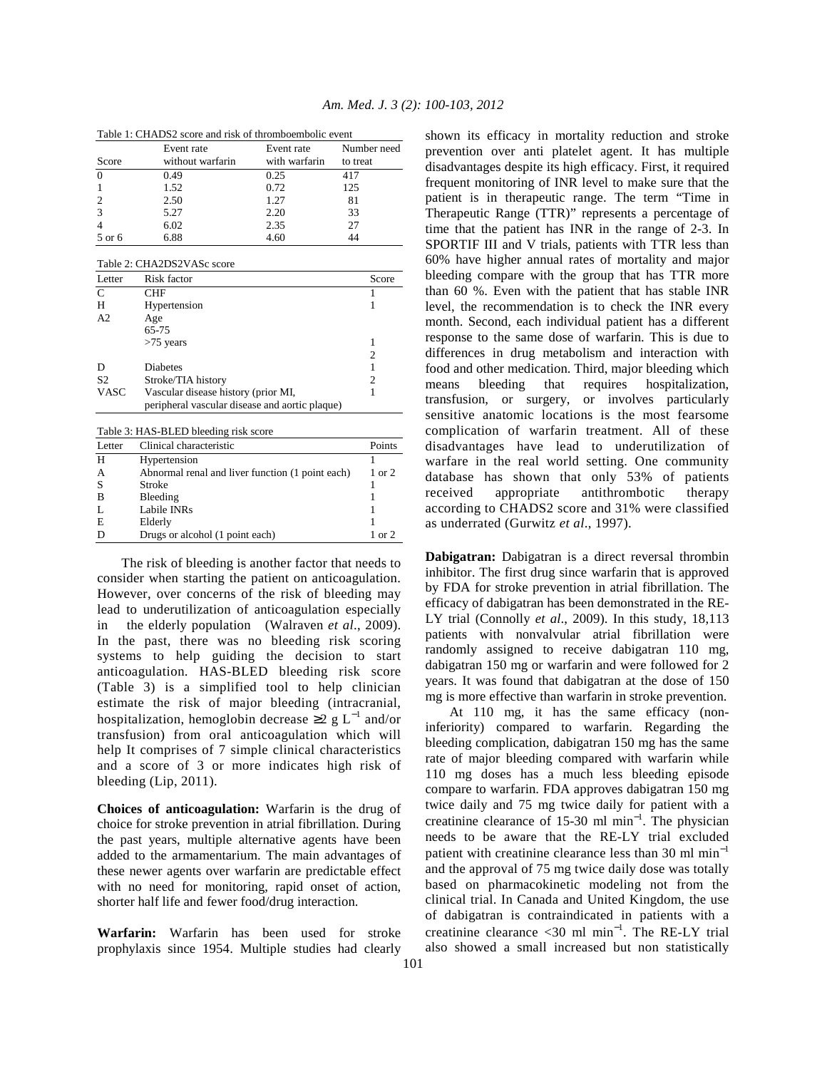Table 1: CHADS2 score and risk of thromboembolic event

| Score | Event rate without warfarin | Event rate with warfarin | Number need to treat |
|---|---|---|---|
| 0 | 0.49 | 0.25 | 417 |
| 1 | 1.52 | 0.72 | 125 |
| 2 | 2.50 | 1.27 | 81 |
| 3 | 5.27 | 2.20 | 33 |
| 4 | 6.02 | 2.35 | 27 |
| 5 or 6 | 6.88 | 4.60 | 44 |

Table 2: CHA2DS2VASc score

| Letter | Risk factor | Score |
|---|---|---|
| C | CHF | 1 |
| H | Hypertension | 1 |
| A2 | Age | |
| | 65-75 | 1 |
| | >75 years | 2 |
| D | Diabetes | 1 |
| S2 | Stroke/TIA history | 2 |
| VASC | Vascular disease history (prior MI, peripheral vascular disease and aortic plaque) | 1 |

Table 3: HAS-BLED bleeding risk score

| Letter | Clinical characteristic | Points |
|---|---|---|
| H | Hypertension | 1 |
| A | Abnormal renal and liver function (1 point each) | 1 or 2 |
| S | Stroke | 1 |
| B | Bleeding | 1 |
| L | Labile INRs | 1 |
| E | Elderly | 1 |
| D | Drugs or alcohol (1 point each) | 1 or 2 |

The risk of bleeding is another factor that needs to consider when starting the patient on anticoagulation. However, over concerns of the risk of bleeding may lead to underutilization of anticoagulation especially in the elderly population (Walraven *et al*., 2009). In the past, there was no bleeding risk scoring systems to help guiding the decision to start anticoagulation. HAS-BLED bleeding risk score (Table 3) is a simplified tool to help clinician estimate the risk of major bleeding (intracranial, hospitalization, hemoglobin decrease ≥2 g $L^{-1}$ and/or transfusion) from oral anticoagulation which will help It comprises of 7 simple clinical characteristics and a score of 3 or more indicates high risk of bleeding (Lip, 2011).

**Choices of anticoagulation:** Warfarin is the drug of choice for stroke prevention in atrial fibrillation. During the past years, multiple alternative agents have been added to the armamentarium. The main advantages of these newer agents over warfarin are predictable effect with no need for monitoring, rapid onset of action, shorter half life and fewer food/drug interaction.

**Warfarin:** Warfarin has been used for stroke prophylaxis since 1954. Multiple studies had clearly shown its efficacy in mortality reduction and stroke prevention over anti platelet agent. It has multiple disadvantages despite its high efficacy. First, it required frequent monitoring of INR level to make sure that the patient is in therapeutic range. The term "Time in Therapeutic Range (TTR)" represents a percentage of time that the patient has INR in the range of 2-3. In SPORTIF III and V trials, patients with TTR less than 60% have higher annual rates of mortality and major bleeding compare with the group that has TTR more than 60 %. Even with the patient that has stable INR level, the recommendation is to check the INR every month. Second, each individual patient has a different response to the same dose of warfarin. This is due to differences in drug metabolism and interaction with food and other medication. Third, major bleeding which means bleeding that requires hospitalization, transfusion, or surgery, or involves particularly sensitive anatomic locations is the most fearsome complication of warfarin treatment. All of these disadvantages have lead to underutilization of warfare in the real world setting. One community database has shown that only 53% of patients received appropriate antithrombotic therapy according to CHADS2 score and 31% were classified as underrated (Gurwitz *et al*., 1997).

**Dabigatran:** Dabigatran is a direct reversal thrombin inhibitor. The first drug since warfarin that is approved by FDA for stroke prevention in atrial fibrillation. The efficacy of dabigatran has been demonstrated in the RE-LY trial (Connolly *et al*., 2009). In this study, 18,113 patients with nonvalvular atrial fibrillation were randomly assigned to receive dabigatran 110 mg, dabigatran 150 mg or warfarin and were followed for 2 years. It was found that dabigatran at the dose of 150 mg is more effective than warfarin in stroke prevention.

At 110 mg, it has the same efficacy (non-inferiority) compared to warfarin. Regarding the bleeding complication, dabigatran 150 mg has the same rate of major bleeding compared with warfarin while 110 mg doses has a much less bleeding episode compare to warfarin. FDA approves dabigatran 150 mg twice daily and 75 mg twice daily for patient with a creatinine clearance of 15-30 ml $min^{-1}$. The physician needs to be aware that the RE-LY trial excluded patient with creatinine clearance less than 30 ml $min^{-1}$ and the approval of 75 mg twice daily dose was totally based on pharmacokinetic modeling not from the clinical trial. In Canada and United Kingdom, the use of dabigatran is contraindicated in patients with a creatinine clearance <30 ml $min^{-1}$. The RE-LY trial also showed a small increased but non statistically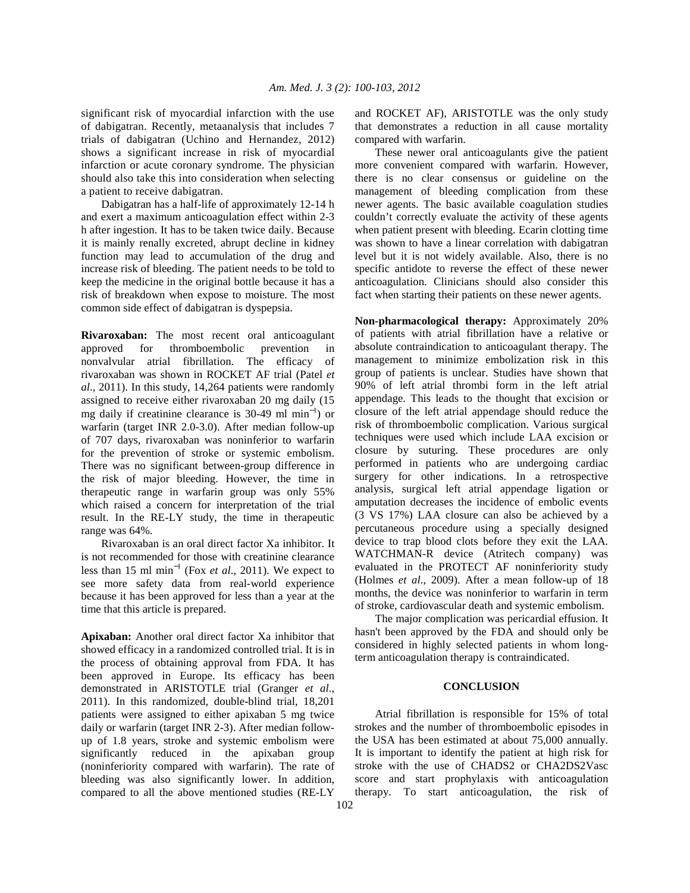significant risk of myocardial infarction with the use of dabigatran. Recently, metaanalysis that includes 7 trials of dabigatran (Uchino and Hernandez, 2012) shows a significant increase in risk of myocardial infarction or acute coronary syndrome. The physician should also take this into consideration when selecting a patient to receive dabigatran.

Dabigatran has a half-life of approximately 12-14 h and exert a maximum anticoagulation effect within 2-3 h after ingestion. It has to be taken twice daily. Because it is mainly renally excreted, abrupt decline in kidney function may lead to accumulation of the drug and increase risk of bleeding. The patient needs to be told to keep the medicine in the original bottle because it has a risk of breakdown when expose to moisture. The most common side effect of dabigatran is dyspepsia.

**Rivaroxaban:** The most recent oral anticoagulant approved for thromboembolic prevention in nonvalvular atrial fibrillation. The efficacy of rivaroxaban was shown in ROCKET AF trial (Patel *et al*., 2011). In this study, 14,264 patients were randomly assigned to receive either rivaroxaban 20 mg daily (15 mg daily if creatinine clearance is 30-49 ml $\text{min}^{-1}$) or warfarin (target INR 2.0-3.0). After median follow-up of 707 days, rivaroxaban was noninferior to warfarin for the prevention of stroke or systemic embolism. There was no significant between-group difference in the risk of major bleeding. However, the time in therapeutic range in warfarin group was only 55% which raised a concern for interpretation of the trial result. In the RE-LY study, the time in therapeutic range was 64%.

Rivaroxaban is an oral direct factor Xa inhibitor. It is not recommended for those with creatinine clearance less than 15 ml $\text{min}^{-1}$ (Fox *et al*., 2011). We expect to see more safety data from real-world experience because it has been approved for less than a year at the time that this article is prepared.

**Apixaban:** Another oral direct factor Xa inhibitor that showed efficacy in a randomized controlled trial. It is in the process of obtaining approval from FDA. It has been approved in Europe. Its efficacy has been demonstrated in ARISTOTLE trial (Granger *et al*., 2011). In this randomized, double-blind trial, 18,201 patients were assigned to either apixaban 5 mg twice daily or warfarin (target INR 2-3). After median follow-up of 1.8 years, stroke and systemic embolism were significantly reduced in the apixaban group (noninferiority compared with warfarin). The rate of bleeding was also significantly lower. In addition, compared to all the above mentioned studies (RE-LY and ROCKET AF), ARISTOTLE was the only study that demonstrates a reduction in all cause mortality compared with warfarin.

These newer oral anticoagulants give the patient more convenient compared with warfarin. However, there is no clear consensus or guideline on the management of bleeding complication from these newer agents. The basic available coagulation studies couldn't correctly evaluate the activity of these agents when patient present with bleeding. Ecarin clotting time was shown to have a linear correlation with dabigatran level but it is not widely available. Also, there is no specific antidote to reverse the effect of these newer anticoagulation. Clinicians should also consider this fact when starting their patients on these newer agents.

**Non-pharmacological therapy:** Approximately 20% of patients with atrial fibrillation have a relative or absolute contraindication to anticoagulant therapy. The management to minimize embolization risk in this group of patients is unclear. Studies have shown that 90% of left atrial thrombi form in the left atrial appendage. This leads to the thought that excision or closure of the left atrial appendage should reduce the risk of thromboembolic complication. Various surgical techniques were used which include LAA excision or closure by suturing. These procedures are only performed in patients who are undergoing cardiac surgery for other indications. In a retrospective analysis, surgical left atrial appendage ligation or amputation decreases the incidence of embolic events (3 VS 17%) LAA closure can also be achieved by a percutaneous procedure using a specially designed device to trap blood clots before they exit the LAA. WATCHMAN-R device (Atritech company) was evaluated in the PROTECT AF noninferiority study (Holmes *et al*., 2009). After a mean follow-up of 18 months, the device was noninferior to warfarin in term of stroke, cardiovascular death and systemic embolism.

The major complication was pericardial effusion. It hasn't been approved by the FDA and should only be considered in highly selected patients in whom long-term anticoagulation therapy is contraindicated.

## CONCLUSION

Atrial fibrillation is responsible for 15% of total strokes and the number of thromboembolic episodes in the USA has been estimated at about 75,000 annually. It is important to identify the patient at high risk for stroke with the use of CHADS2 or CHA2DS2Vasc score and start prophylaxis with anticoagulation therapy. To start anticoagulation, the risk of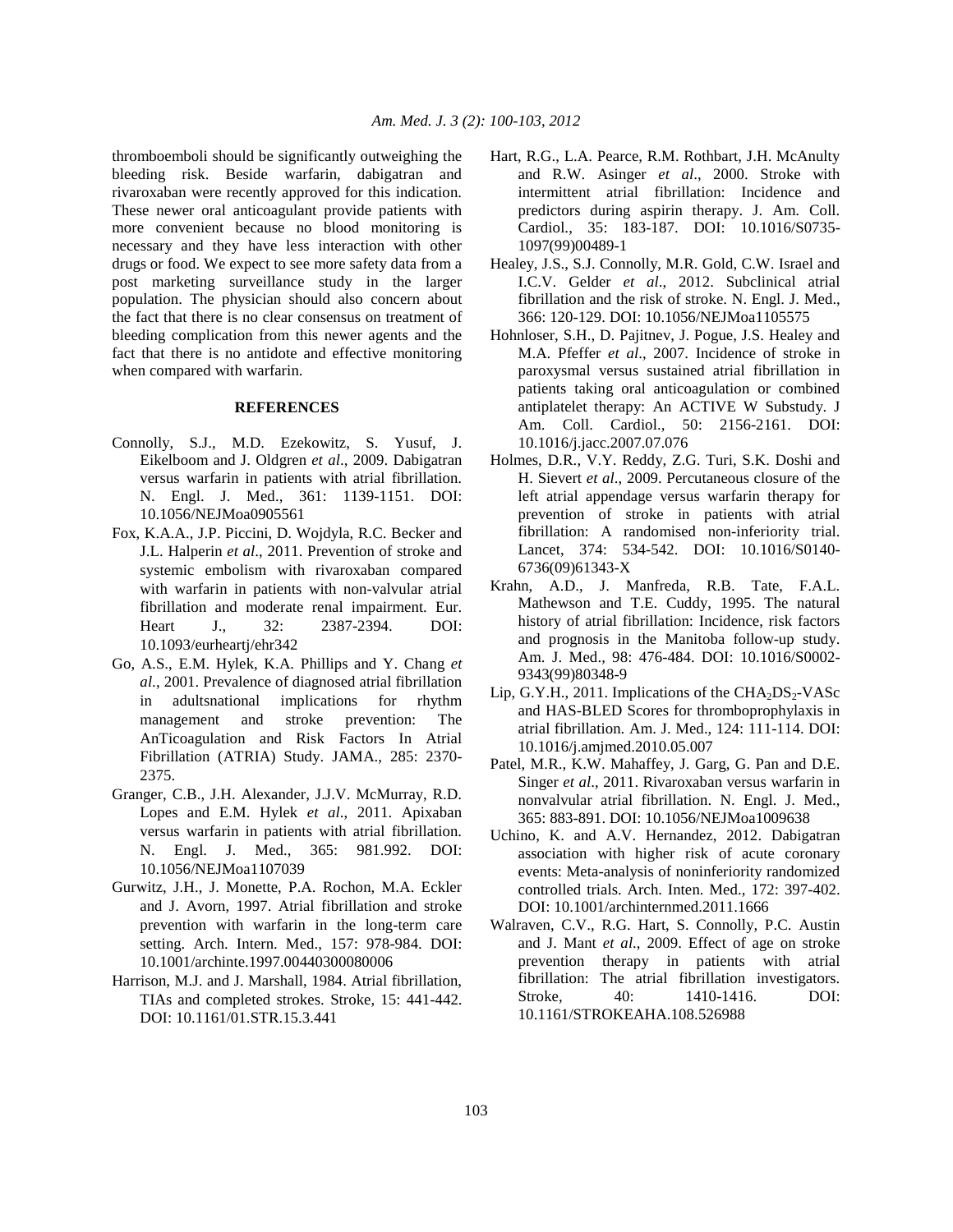thromboemboli should be significantly outweighing the bleeding risk. Beside warfarin, dabigatran and rivaroxaban were recently approved for this indication. These newer oral anticoagulant provide patients with more convenient because no blood monitoring is necessary and they have less interaction with other drugs or food. We expect to see more safety data from a post marketing surveillance study in the larger population. The physician should also concern about the fact that there is no clear consensus on treatment of bleeding complication from this newer agents and the fact that there is no antidote and effective monitoring when compared with warfarin.

## REFERENCES

- Connolly, S.J., M.D. Ezekowitz, S. Yusuf, J. Eikelboom and J. Oldgren *et al*., 2009. Dabigatran versus warfarin in patients with atrial fibrillation. N. Engl. J. Med., 361: 1139-1151. DOI: 10.1056/NEJMoa0905561
- Fox, K.A.A., J.P. Piccini, D. Wojdyla, R.C. Becker and J.L. Halperin *et al*., 2011. Prevention of stroke and systemic embolism with rivaroxaban compared with warfarin in patients with non-valvular atrial fibrillation and moderate renal impairment. Eur. Heart J., 32: 2387-2394. DOI: 10.1093/eurheartj/ehr342
- Go, A.S., E.M. Hylek, K.A. Phillips and Y. Chang *et al*., 2001. Prevalence of diagnosed atrial fibrillation in adultsnational implications for rhythm management and stroke prevention: The AnTicoagulation and Risk Factors In Atrial Fibrillation (ATRIA) Study. JAMA., 285: 2370-2375.
- Granger, C.B., J.H. Alexander, J.J.V. McMurray, R.D. Lopes and E.M. Hylek *et al*., 2011. Apixaban versus warfarin in patients with atrial fibrillation. N. Engl. J. Med., 365: 981.992. DOI: 10.1056/NEJMoa1107039
- Gurwitz, J.H., J. Monette, P.A. Rochon, M.A. Eckler and J. Avorn, 1997. Atrial fibrillation and stroke prevention with warfarin in the long-term care setting. Arch. Intern. Med., 157: 978-984. DOI: 10.1001/archinte.1997.00440300080006
- Harrison, M.J. and J. Marshall, 1984. Atrial fibrillation, TIAs and completed strokes. Stroke, 15: 441-442. DOI: 10.1161/01.STR.15.3.441
- Hart, R.G., L.A. Pearce, R.M. Rothbart, J.H. McAnulty and R.W. Asinger *et al*., 2000. Stroke with intermittent atrial fibrillation: Incidence and predictors during aspirin therapy. J. Am. Coll. Cardiol., 35: 183-187. DOI: 10.1016/S0735-1097(99)00489-1
- Healey, J.S., S.J. Connolly, M.R. Gold, C.W. Israel and I.C.V. Gelder *et al*., 2012. Subclinical atrial fibrillation and the risk of stroke. N. Engl. J. Med., 366: 120-129. DOI: 10.1056/NEJMoa1105575
- Hohnloser, S.H., D. Pajitnev, J. Pogue, J.S. Healey and M.A. Pfeffer *et al*., 2007. Incidence of stroke in paroxysmal versus sustained atrial fibrillation in patients taking oral anticoagulation or combined antiplatelet therapy: An ACTIVE W Substudy. J Am. Coll. Cardiol., 50: 2156-2161. DOI: 10.1016/j.jacc.2007.07.076
- Holmes, D.R., V.Y. Reddy, Z.G. Turi, S.K. Doshi and H. Sievert *et al*., 2009. Percutaneous closure of the left atrial appendage versus warfarin therapy for prevention of stroke in patients with atrial fibrillation: A randomised non-inferiority trial. Lancet, 374: 534-542. DOI: 10.1016/S0140-6736(09)61343-X
- Krahn, A.D., J. Manfreda, R.B. Tate, F.A.L. Mathewson and T.E. Cuddy, 1995. The natural history of atrial fibrillation: Incidence, risk factors and prognosis in the Manitoba follow-up study. Am. J. Med., 98: 476-484. DOI: 10.1016/S0002-9343(99)80348-9
- Lip, G.Y.H., 2011. Implications of the $CHA_2DS_2$-VASc and HAS-BLED Scores for thromboprophylaxis in atrial fibrillation. Am. J. Med., 124: 111-114. DOI: 10.1016/j.amjmed.2010.05.007
- Patel, M.R., K.W. Mahaffey, J. Garg, G. Pan and D.E. Singer *et al*., 2011. Rivaroxaban versus warfarin in nonvalvular atrial fibrillation. N. Engl. J. Med., 365: 883-891. DOI: 10.1056/NEJMoa1009638
- Uchino, K. and A.V. Hernandez, 2012. Dabigatran association with higher risk of acute coronary events: Meta-analysis of noninferiority randomized controlled trials. Arch. Inten. Med., 172: 397-402. DOI: 10.1001/archinternmed.2011.1666
- Walraven, C.V., R.G. Hart, S. Connolly, P.C. Austin and J. Mant *et al*., 2009. Effect of age on stroke prevention therapy in patients with atrial fibrillation: The atrial fibrillation investigators. Stroke, 40: 1410-1416. DOI: 10.1161/STROKEAHA.108.526988